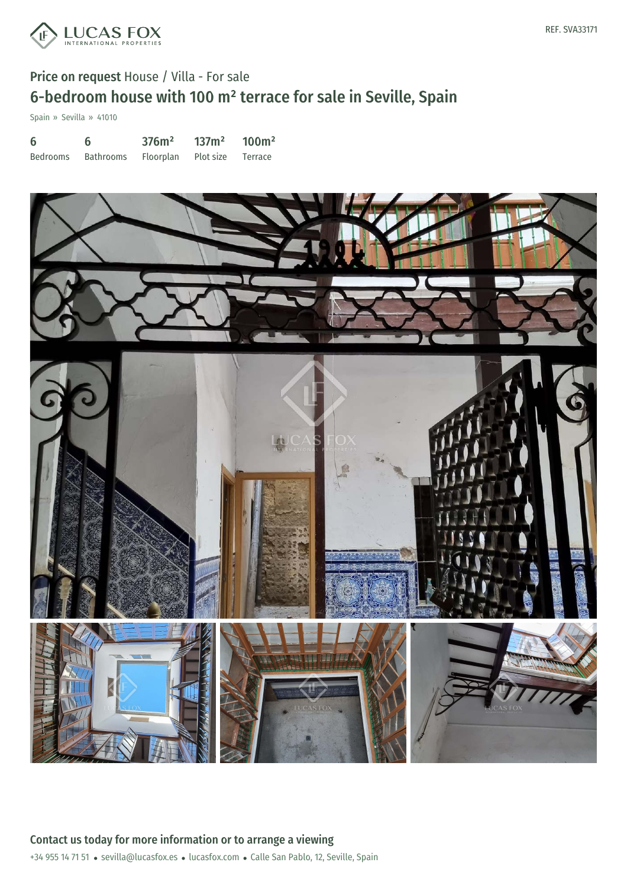REF. SVA33171

**Price on request** House / Villa - For sale

# 6-bedroom house with 100 m² terrace for sale in Seville, Spain

Spain » Sevilla » 41010

| 6 | 6 | 376m² | 137m² | 100m² |
|---|---|---|---|---|
| Bedrooms | Bathrooms | Floorplan | Plot size | Terrace |

## Contact us today for more information or to arrange a viewing

+34 955 14 71 51 • sevilla@lucasfox.es • lucasfox.com • Calle San Pablo, 12, Seville, Spain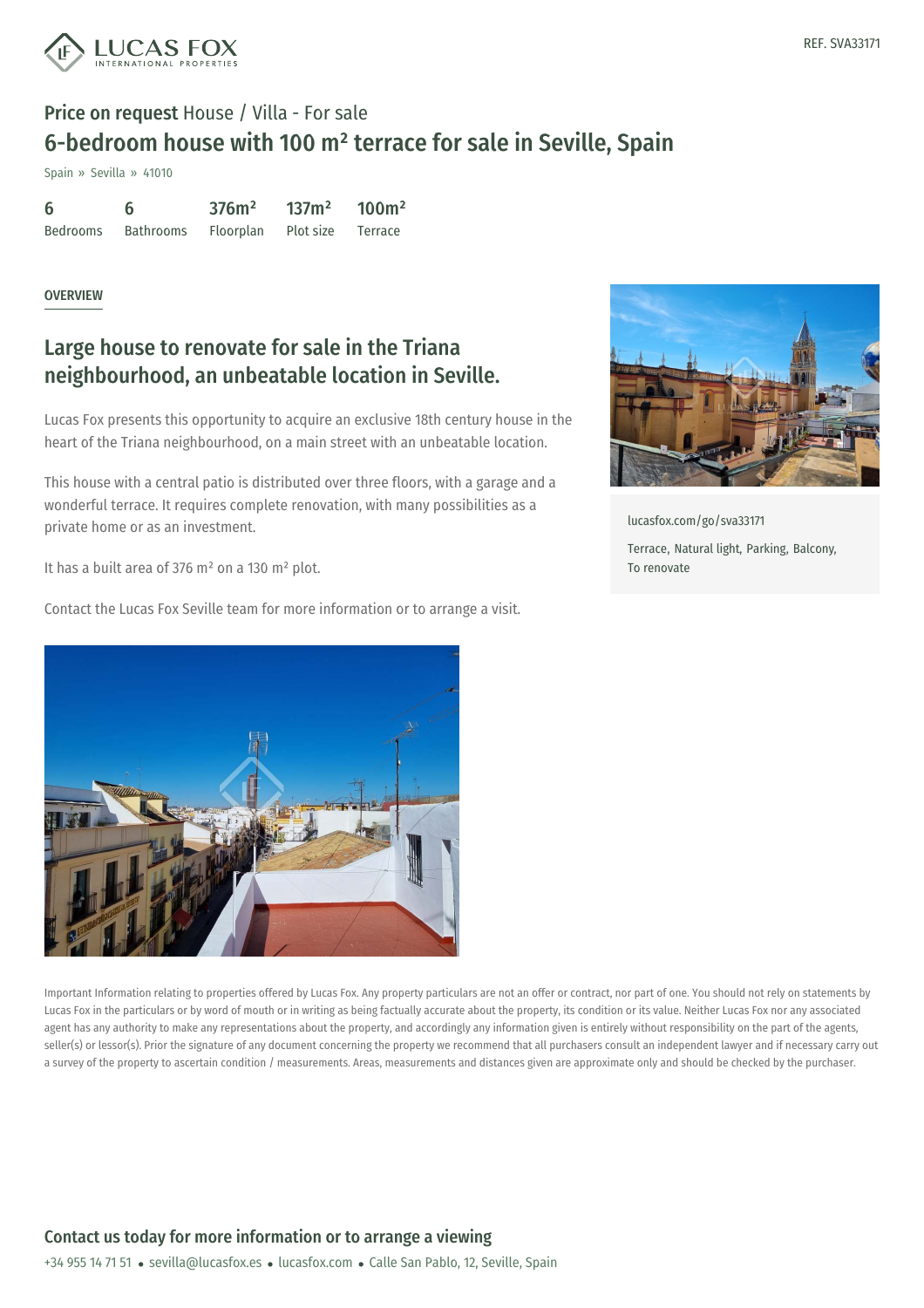REF. SVA33171

**Price on request** House / Villa - For sale

# 6-bedroom house with 100 m² terrace for sale in Seville, Spain

Spain » Sevilla » 41010

| 6 | 6 | 376m² | 137m² | 100m² |
|---|---|---|---|---|
| Bedrooms | Bathrooms | Floorplan | Plot size | Terrace |

OVERVIEW

## Large house to renovate for sale in the Triana neighbourhood, an unbeatable location in Seville.

Lucas Fox presents this opportunity to acquire an exclusive 18th century house in the heart of the Triana neighbourhood, on a main street with an unbeatable location.

This house with a central patio is distributed over three floors, with a garage and a wonderful terrace. It requires complete renovation, with many possibilities as a private home or as an investment.

It has a built area of 376 m² on a 130 m² plot.

Contact the Lucas Fox Seville team for more information or to arrange a visit.

lucasfox.com/go/sva33171

Terrace, Natural light, Parking, Balcony, To renovate

Important Information relating to properties offered by Lucas Fox. Any property particulars are not an offer or contract, nor part of one. You should not rely on statements by Lucas Fox in the particulars or by word of mouth or in writing as being factually accurate about the property, its condition or its value. Neither Lucas Fox nor any associated agent has any authority to make any representations about the property, and accordingly any information given is entirely without responsibility on the part of the agents, seller(s) or lessor(s). Prior the signature of any document concerning the property we recommend that all purchasers consult an independent lawyer and if necessary carry out a survey of the property to ascertain condition / measurements. Areas, measurements and distances given are approximate only and should be checked by the purchaser.

## Contact us today for more information or to arrange a viewing

+34 955 14 71 51 • sevilla@lucasfox.es • lucasfox.com • Calle San Pablo, 12, Seville, Spain